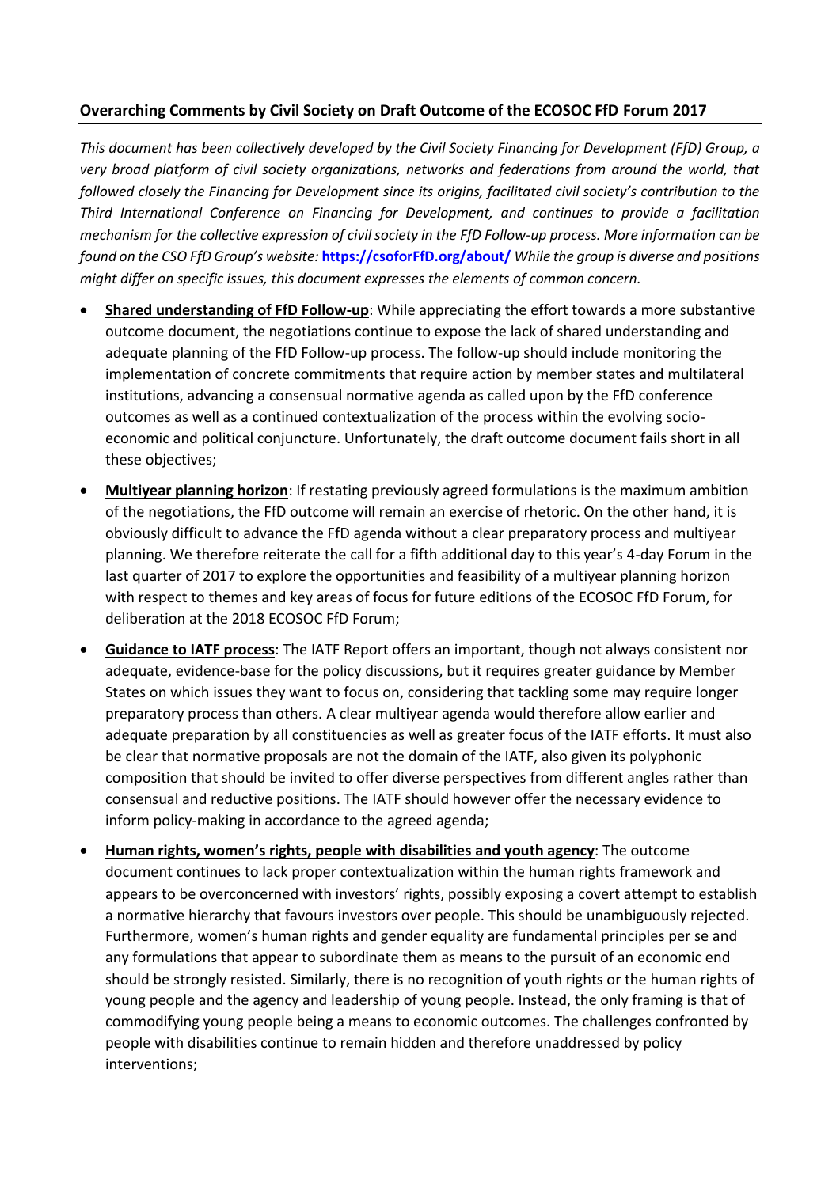**Overarching Comments by Civil Society on Draft Outcome of the ECOSOC FfD Forum 2017**

*This document has been collectively developed by the Civil Society Financing for Development (FfD) Group, a very broad platform of civil society organizations, networks and federations from around the world, that followed closely the Financing for Development since its origins, facilitated civil society's contribution to the Third International Conference on Financing for Development, and continues to provide a facilitation mechanism for the collective expression of civil society in the FfD Follow-up process. More information can be found on the CSO FfD Group's website:* **[https://csoforFfD.org/about/](https://csoforFfD.org/about/)** *While the group is diverse and positions might differ on specific issues, this document expresses the elements of common concern.*

- **Shared understanding of FfD Follow-up**: While appreciating the effort towards a more substantive outcome document, the negotiations continue to expose the lack of shared understanding and adequate planning of the FfD Follow-up process. The follow-up should include monitoring the implementation of concrete commitments that require action by member states and multilateral institutions, advancing a consensual normative agenda as called upon by the FfD conference outcomes as well as a continued contextualization of the process within the evolving socio-economic and political conjuncture. Unfortunately, the draft outcome document fails short in all these objectives;
- **Multiyear planning horizon**: If restating previously agreed formulations is the maximum ambition of the negotiations, the FfD outcome will remain an exercise of rhetoric. On the other hand, it is obviously difficult to advance the FfD agenda without a clear preparatory process and multiyear planning. We therefore reiterate the call for a fifth additional day to this year's 4-day Forum in the last quarter of 2017 to explore the opportunities and feasibility of a multiyear planning horizon with respect to themes and key areas of focus for future editions of the ECOSOC FfD Forum, for deliberation at the 2018 ECOSOC FfD Forum;
- **Guidance to IATF process**: The IATF Report offers an important, though not always consistent nor adequate, evidence-base for the policy discussions, but it requires greater guidance by Member States on which issues they want to focus on, considering that tackling some may require longer preparatory process than others. A clear multiyear agenda would therefore allow earlier and adequate preparation by all constituencies as well as greater focus of the IATF efforts. It must also be clear that normative proposals are not the domain of the IATF, also given its polyphonic composition that should be invited to offer diverse perspectives from different angles rather than consensual and reductive positions. The IATF should however offer the necessary evidence to inform policy-making in accordance to the agreed agenda;
- **Human rights, women's rights, people with disabilities and youth agency**: The outcome document continues to lack proper contextualization within the human rights framework and appears to be overconcerned with investors' rights, possibly exposing a covert attempt to establish a normative hierarchy that favours investors over people. This should be unambiguously rejected. Furthermore, women's human rights and gender equality are fundamental principles per se and any formulations that appear to subordinate them as means to the pursuit of an economic end should be strongly resisted. Similarly, there is no recognition of youth rights or the human rights of young people and the agency and leadership of young people. Instead, the only framing is that of commodifying young people being a means to economic outcomes. The challenges confronted by people with disabilities continue to remain hidden and therefore unaddressed by policy interventions;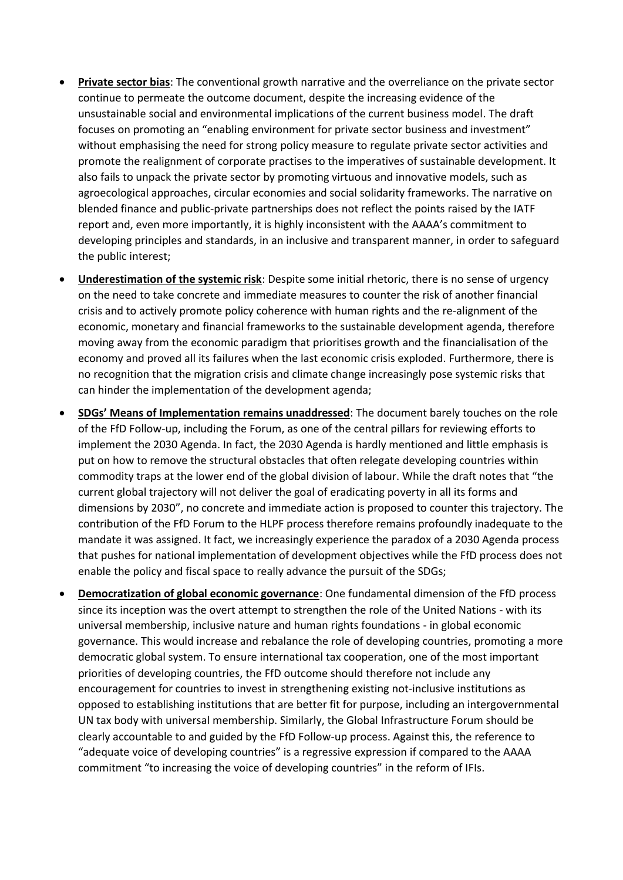- **Private sector bias**: The conventional growth narrative and the overreliance on the private sector continue to permeate the outcome document, despite the increasing evidence of the unsustainable social and environmental implications of the current business model. The draft focuses on promoting an "enabling environment for private sector business and investment" without emphasising the need for strong policy measure to regulate private sector activities and promote the realignment of corporate practises to the imperatives of sustainable development. It also fails to unpack the private sector by promoting virtuous and innovative models, such as agroecological approaches, circular economies and social solidarity frameworks. The narrative on blended finance and public-private partnerships does not reflect the points raised by the IATF report and, even more importantly, it is highly inconsistent with the AAAA's commitment to developing principles and standards, in an inclusive and transparent manner, in order to safeguard the public interest;

- **Underestimation of the systemic risk**: Despite some initial rhetoric, there is no sense of urgency on the need to take concrete and immediate measures to counter the risk of another financial crisis and to actively promote policy coherence with human rights and the re-alignment of the economic, monetary and financial frameworks to the sustainable development agenda, therefore moving away from the economic paradigm that prioritises growth and the financialisation of the economy and proved all its failures when the last economic crisis exploded. Furthermore, there is no recognition that the migration crisis and climate change increasingly pose systemic risks that can hinder the implementation of the development agenda;

- **SDGs' Means of Implementation remains unaddressed**: The document barely touches on the role of the FfD Follow-up, including the Forum, as one of the central pillars for reviewing efforts to implement the 2030 Agenda. In fact, the 2030 Agenda is hardly mentioned and little emphasis is put on how to remove the structural obstacles that often relegate developing countries within commodity traps at the lower end of the global division of labour. While the draft notes that "the current global trajectory will not deliver the goal of eradicating poverty in all its forms and dimensions by 2030", no concrete and immediate action is proposed to counter this trajectory. The contribution of the FfD Forum to the HLPF process therefore remains profoundly inadequate to the mandate it was assigned. It fact, we increasingly experience the paradox of a 2030 Agenda process that pushes for national implementation of development objectives while the FfD process does not enable the policy and fiscal space to really advance the pursuit of the SDGs;

- **Democratization of global economic governance**: One fundamental dimension of the FfD process since its inception was the overt attempt to strengthen the role of the United Nations - with its universal membership, inclusive nature and human rights foundations - in global economic governance. This would increase and rebalance the role of developing countries, promoting a more democratic global system. To ensure international tax cooperation, one of the most important priorities of developing countries, the FfD outcome should therefore not include any encouragement for countries to invest in strengthening existing not-inclusive institutions as opposed to establishing institutions that are better fit for purpose, including an intergovernmental UN tax body with universal membership. Similarly, the Global Infrastructure Forum should be clearly accountable to and guided by the FfD Follow-up process. Against this, the reference to "adequate voice of developing countries" is a regressive expression if compared to the AAAA commitment "to increasing the voice of developing countries" in the reform of IFIs.